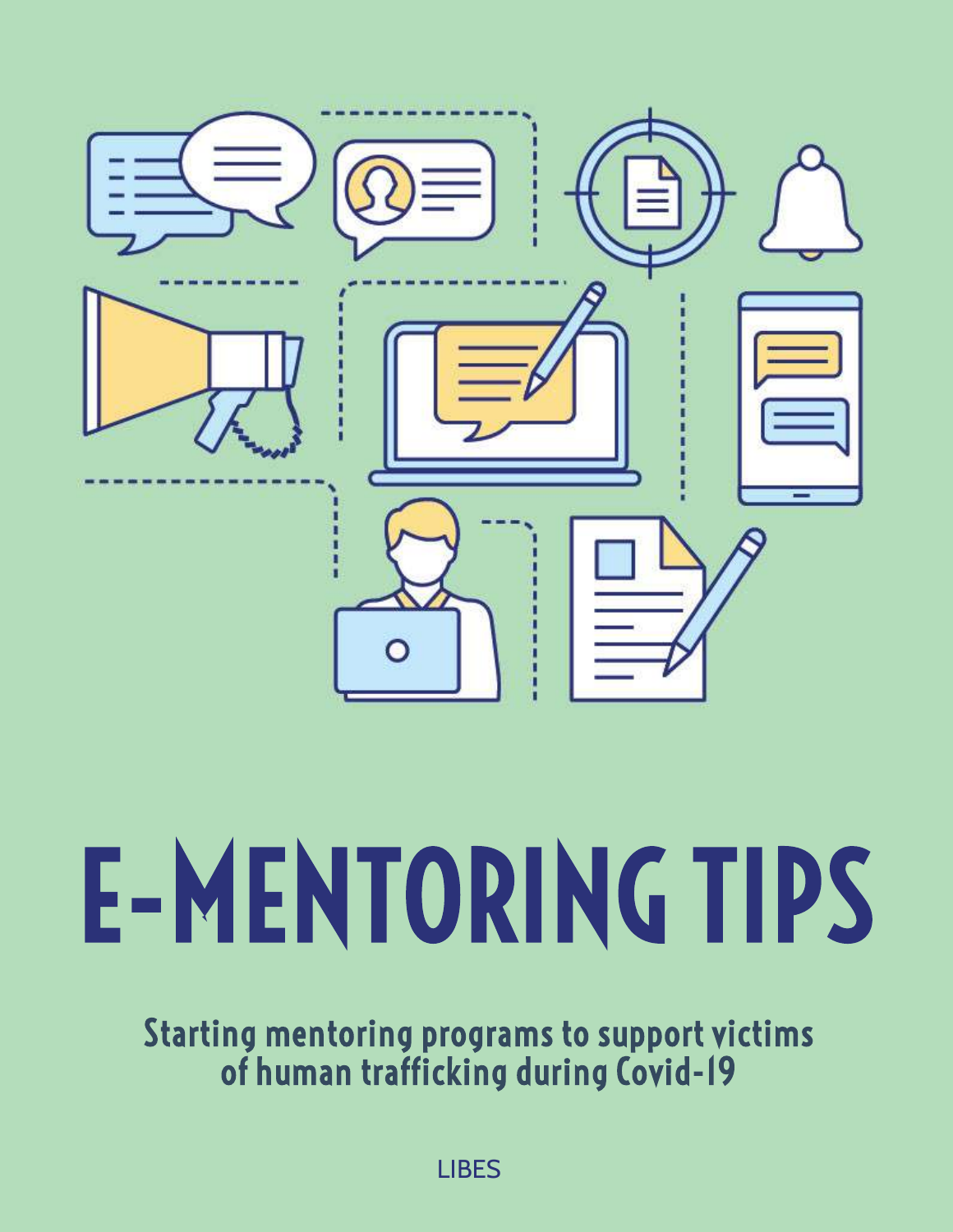# E-MENTORING TIPS

**Starting mentoring programs to support victims of human trafficking during Covid-19**

LIBES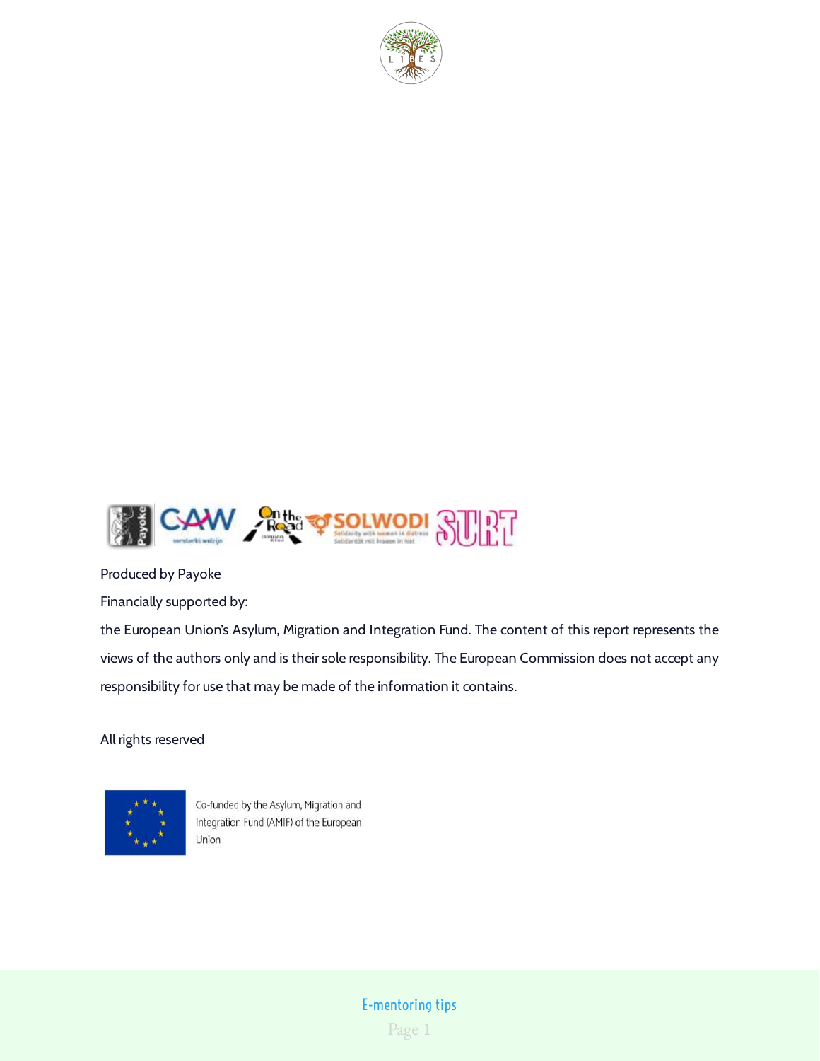Produced by Payoke

Financially supported by:

the European Union's Asylum, Migration and Integration Fund. The content of this report represents the views of the authors only and is their sole responsibility. The European Commission does not accept any responsibility for use that may be made of the information it contains.

All rights reserved

Co-funded by the Asylum, Migration and Integration Fund (AMIF) of the European Union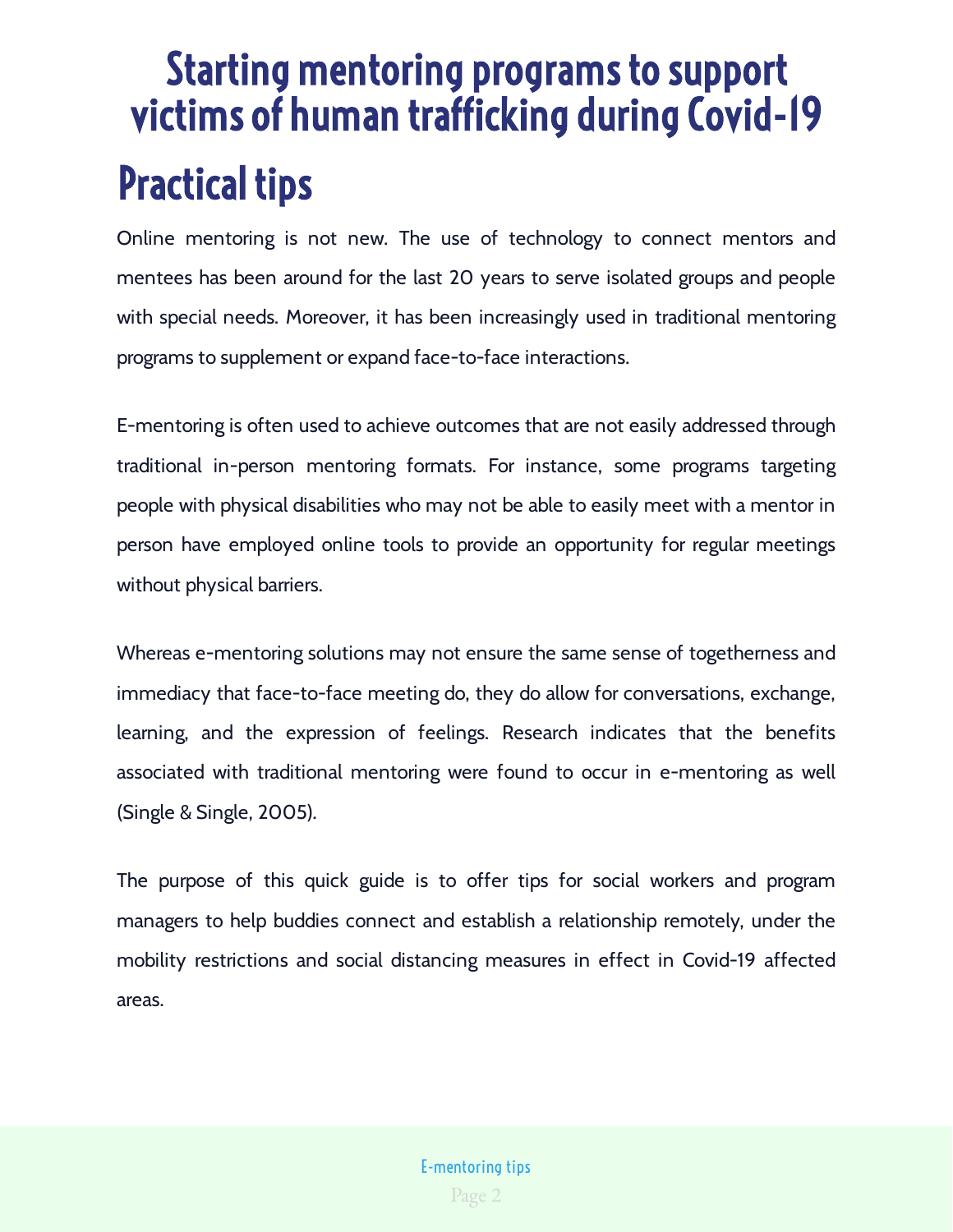# Starting mentoring programs to support victims of human trafficking during Covid-19

## Practical tips

Online mentoring is not new. The use of technology to connect mentors and mentees has been around for the last 20 years to serve isolated groups and people with special needs. Moreover, it has been increasingly used in traditional mentoring programs to supplement or expand face-to-face interactions.

E-mentoring is often used to achieve outcomes that are not easily addressed through traditional in-person mentoring formats. For instance, some programs targeting people with physical disabilities who may not be able to easily meet with a mentor in person have employed online tools to provide an opportunity for regular meetings without physical barriers.

Whereas e-mentoring solutions may not ensure the same sense of togetherness and immediacy that face-to-face meeting do, they do allow for conversations, exchange, learning, and the expression of feelings. Research indicates that the benefits associated with traditional mentoring were found to occur in e-mentoring as well (Single & Single, 2005).

The purpose of this quick guide is to offer tips for social workers and program managers to help buddies connect and establish a relationship remotely, under the mobility restrictions and social distancing measures in effect in Covid-19 affected areas.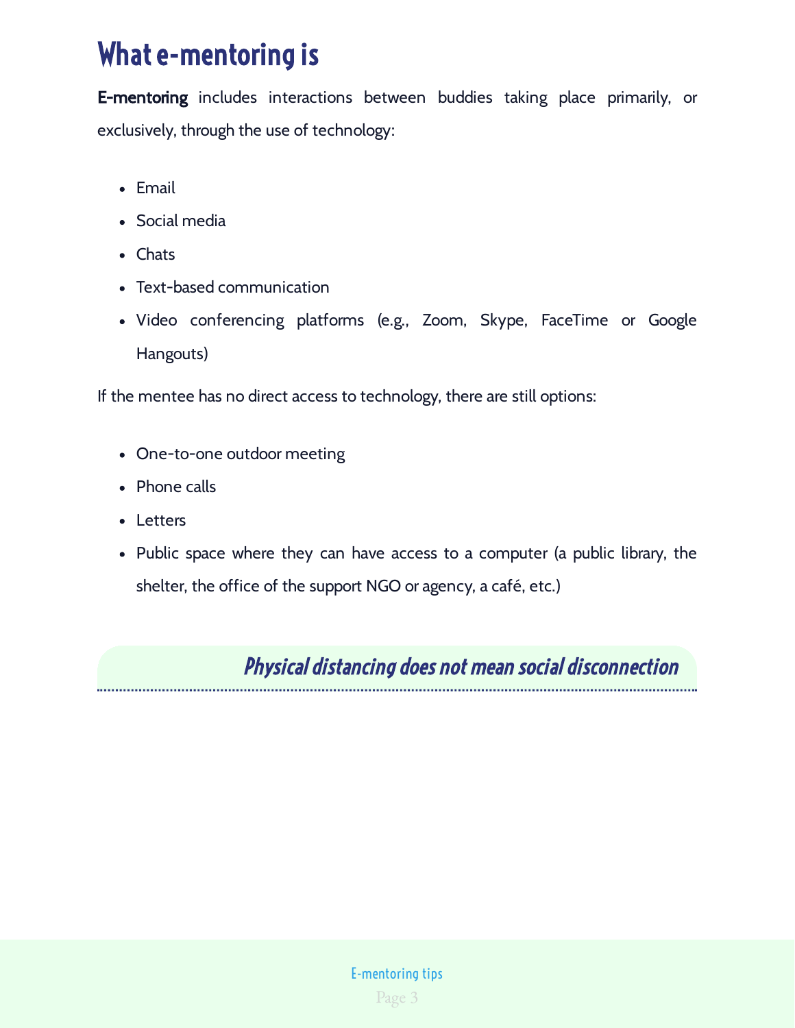# What e-mentoring is

**E-mentoring** includes interactions between buddies taking place primarily, or exclusively, through the use of technology:

- Email
- Social media
- Chats
- Text-based communication
- Video conferencing platforms (e.g., Zoom, Skype, FaceTime or Google Hangouts)

If the mentee has no direct access to technology, there are still options:

- One-to-one outdoor meeting
- Phone calls
- Letters
- Public space where they can have access to a computer (a public library, the shelter, the office of the support NGO or agency, a café, etc.)

***Physical distancing does not mean social disconnection***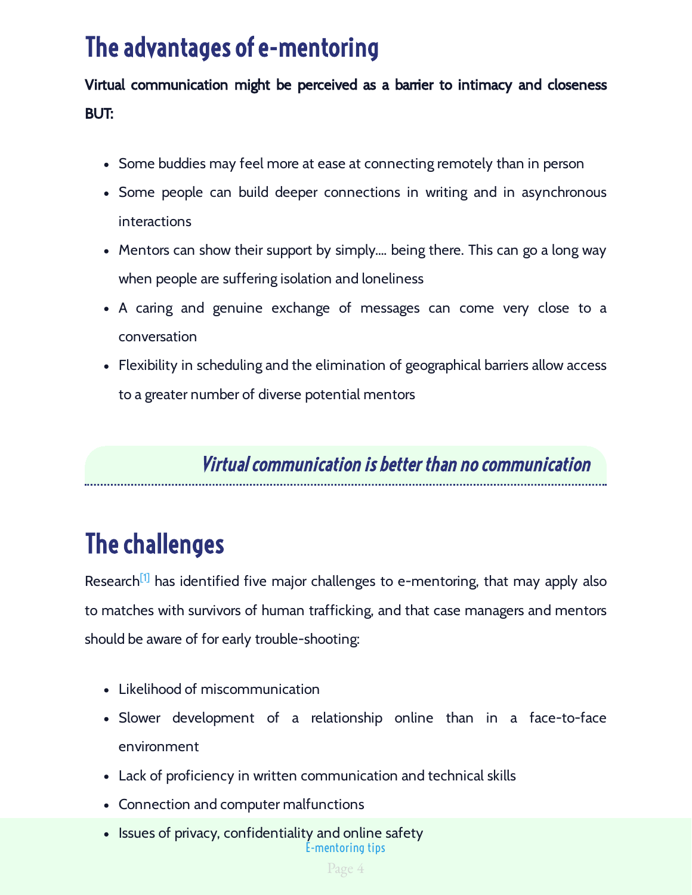# The advantages of e-mentoring

**Virtual communication might be perceived as a barrier to intimacy and closeness BUT:**

- Some buddies may feel more at ease at connecting remotely than in person
- Some people can build deeper connections in writing and in asynchronous interactions
- Mentors can show their support by simply.... being there. This can go a long way when people are suffering isolation and loneliness
- A caring and genuine exchange of messages can come very close to a conversation
- Flexibility in scheduling and the elimination of geographical barriers allow access to a greater number of diverse potential mentors

***Virtual communication is better than no communication***

# The challenges

Research[1] has identified five major challenges to e-mentoring, that may apply also to matches with survivors of human trafficking, and that case managers and mentors should be aware of for early trouble-shooting:

- Likelihood of miscommunication
- Slower development of a relationship online than in a face-to-face environment
- Lack of proficiency in written communication and technical skills
- Connection and computer malfunctions
- Issues of privacy, confidentiality and online safety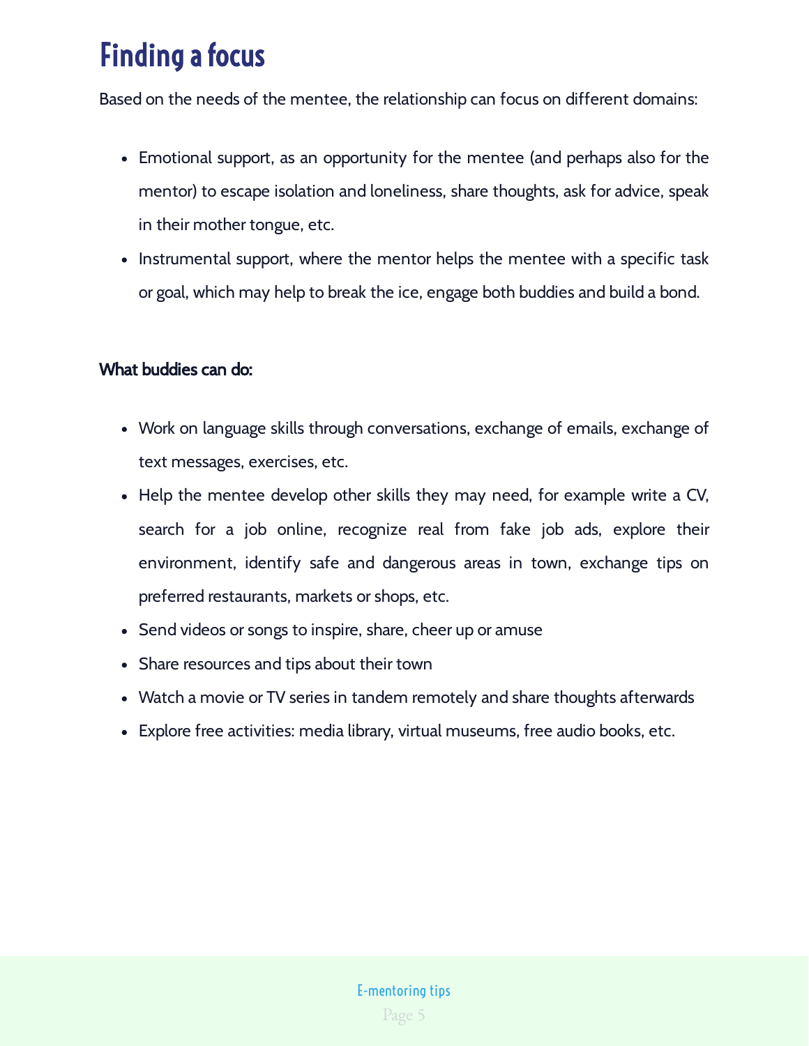# Finding a focus

Based on the needs of the mentee, the relationship can focus on different domains:

- Emotional support, as an opportunity for the mentee (and perhaps also for the mentor) to escape isolation and loneliness, share thoughts, ask for advice, speak in their mother tongue, etc.
- Instrumental support, where the mentor helps the mentee with a specific task or goal, which may help to break the ice, engage both buddies and build a bond.

**What buddies can do:**

- Work on language skills through conversations, exchange of emails, exchange of text messages, exercises, etc.
- Help the mentee develop other skills they may need, for example write a CV, search for a job online, recognize real from fake job ads, explore their environment, identify safe and dangerous areas in town, exchange tips on preferred restaurants, markets or shops, etc.
- Send videos or songs to inspire, share, cheer up or amuse
- Share resources and tips about their town
- Watch a movie or TV series in tandem remotely and share thoughts afterwards
- Explore free activities: media library, virtual museums, free audio books, etc.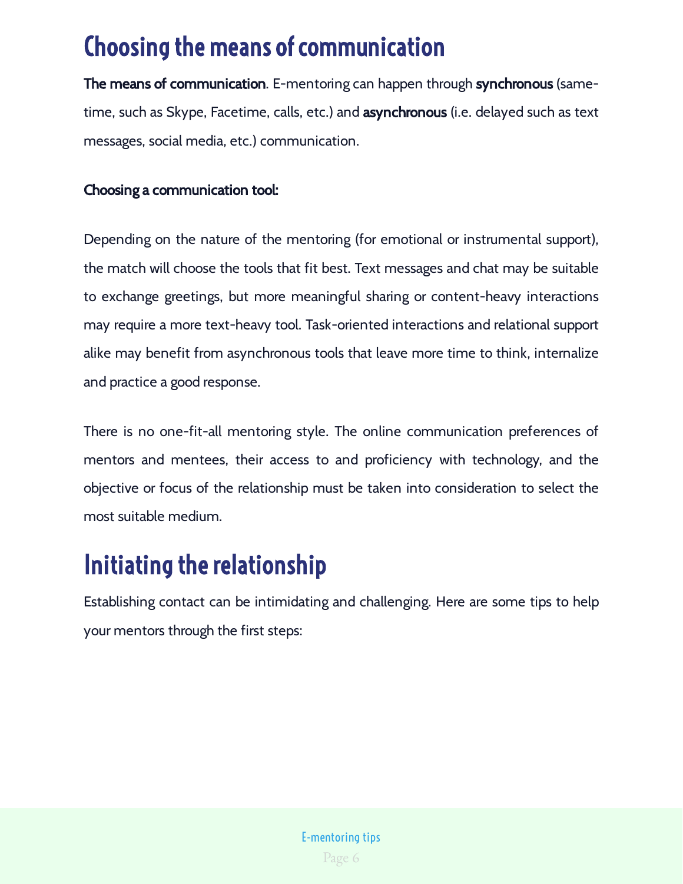# Choosing the means of communication

**The means of communication**. E-mentoring can happen through **synchronous** (same-time, such as Skype, Facetime, calls, etc.) and **asynchronous** (i.e. delayed such as text messages, social media, etc.) communication.

**Choosing a communication tool:**

Depending on the nature of the mentoring (for emotional or instrumental support), the match will choose the tools that fit best. Text messages and chat may be suitable to exchange greetings, but more meaningful sharing or content-heavy interactions may require a more text-heavy tool. Task-oriented interactions and relational support alike may benefit from asynchronous tools that leave more time to think, internalize and practice a good response.

There is no one-fit-all mentoring style. The online communication preferences of mentors and mentees, their access to and proficiency with technology, and the objective or focus of the relationship must be taken into consideration to select the most suitable medium.

# Initiating the relationship

Establishing contact can be intimidating and challenging. Here are some tips to help your mentors through the first steps: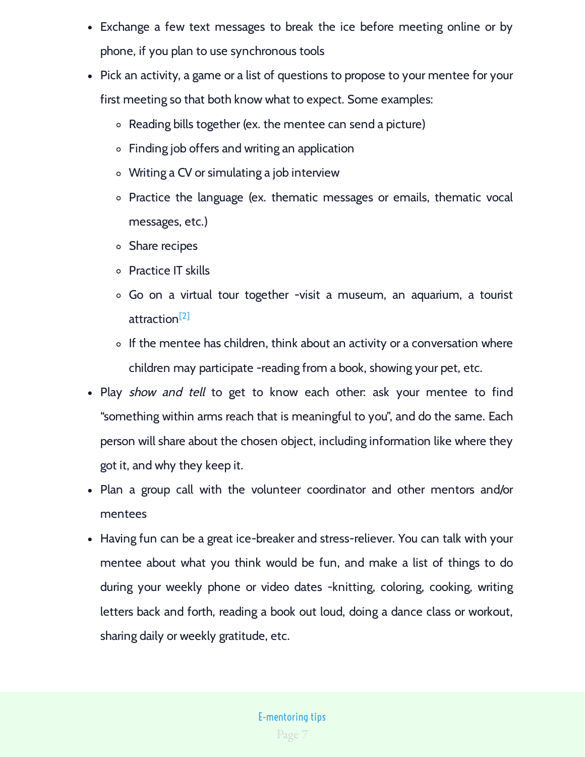- Exchange a few text messages to break the ice before meeting online or by phone, if you plan to use synchronous tools
- Pick an activity, a game or a list of questions to propose to your mentee for your first meeting so that both know what to expect. Some examples:
    - Reading bills together (ex. the mentee can send a picture)
    - Finding job offers and writing an application
    - Writing a CV or simulating a job interview
    - Practice the language (ex. thematic messages or emails, thematic vocal messages, etc.)
    - Share recipes
    - Practice IT skills
    - Go on a virtual tour together -visit a museum, an aquarium, a tourist attraction[2]
    - If the mentee has children, think about an activity or a conversation where children may participate -reading from a book, showing your pet, etc.
- Play *show and tell* to get to know each other: ask your mentee to find "something within arms reach that is meaningful to you", and do the same. Each person will share about the chosen object, including information like where they got it, and why they keep it.
- Plan a group call with the volunteer coordinator and other mentors and/or mentees
- Having fun can be a great ice-breaker and stress-reliever. You can talk with your mentee about what you think would be fun, and make a list of things to do during your weekly phone or video dates -knitting, coloring, cooking, writing letters back and forth, reading a book out loud, doing a dance class or workout, sharing daily or weekly gratitude, etc.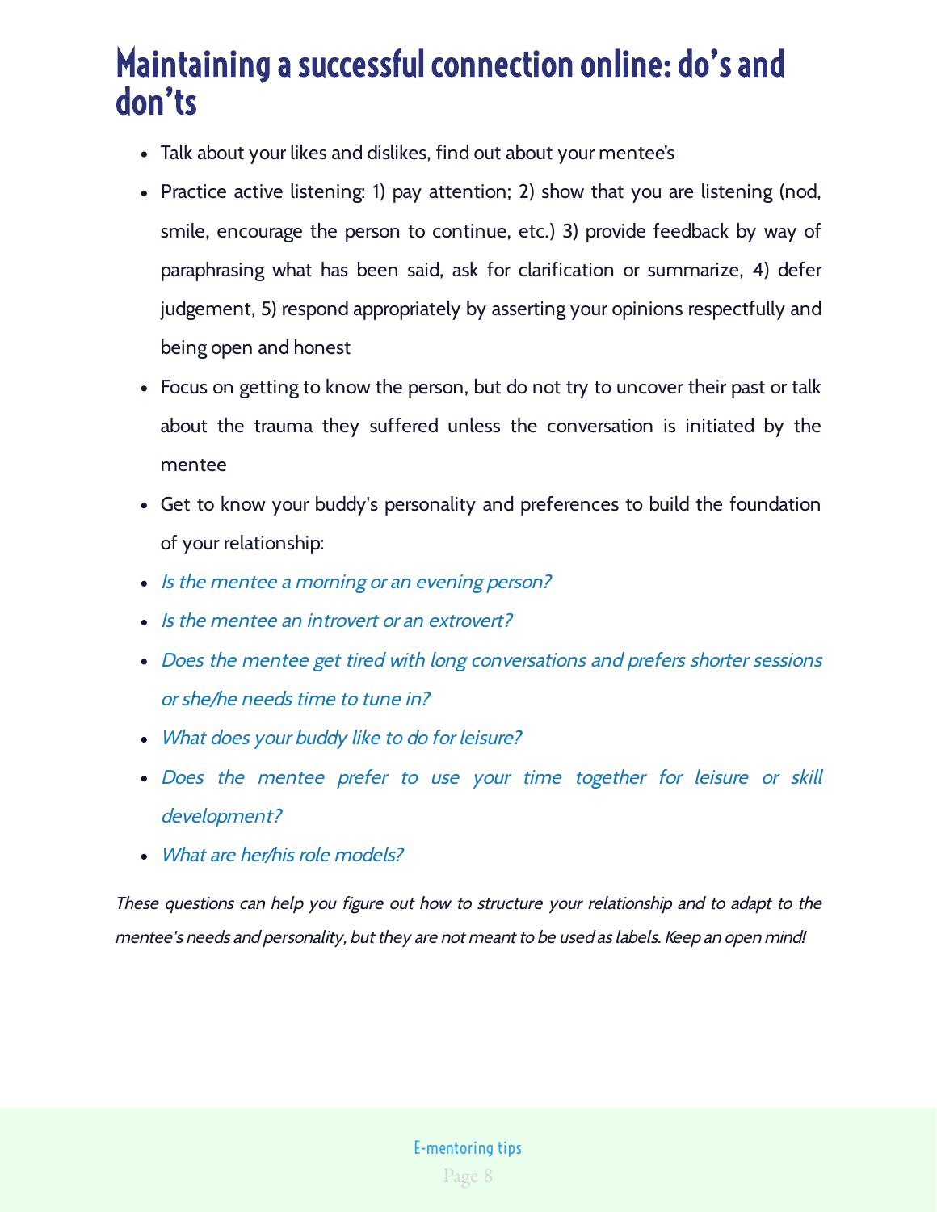# Maintaining a successful connection online: do's and don'ts

- Talk about your likes and dislikes, find out about your mentee's
- Practice active listening: 1) pay attention; 2) show that you are listening (nod, smile, encourage the person to continue, etc.) 3) provide feedback by way of paraphrasing what has been said, ask for clarification or summarize, 4) defer judgement, 5) respond appropriately by asserting your opinions respectfully and being open and honest
- Focus on getting to know the person, but do not try to uncover their past or talk about the trauma they suffered unless the conversation is initiated by the mentee
- Get to know your buddy's personality and preferences to build the foundation of your relationship:
- *Is the mentee a morning or an evening person?*
- *Is the mentee an introvert or an extrovert?*
- *Does the mentee get tired with long conversations and prefers shorter sessions or she/he needs time to tune in?*
- *What does your buddy like to do for leisure?*
- *Does the mentee prefer to use your time together for leisure or skill development?*
- *What are her/his role models?*

*These questions can help you figure out how to structure your relationship and to adapt to the mentee's needs and personality, but they are not meant to be used as labels. Keep an open mind!*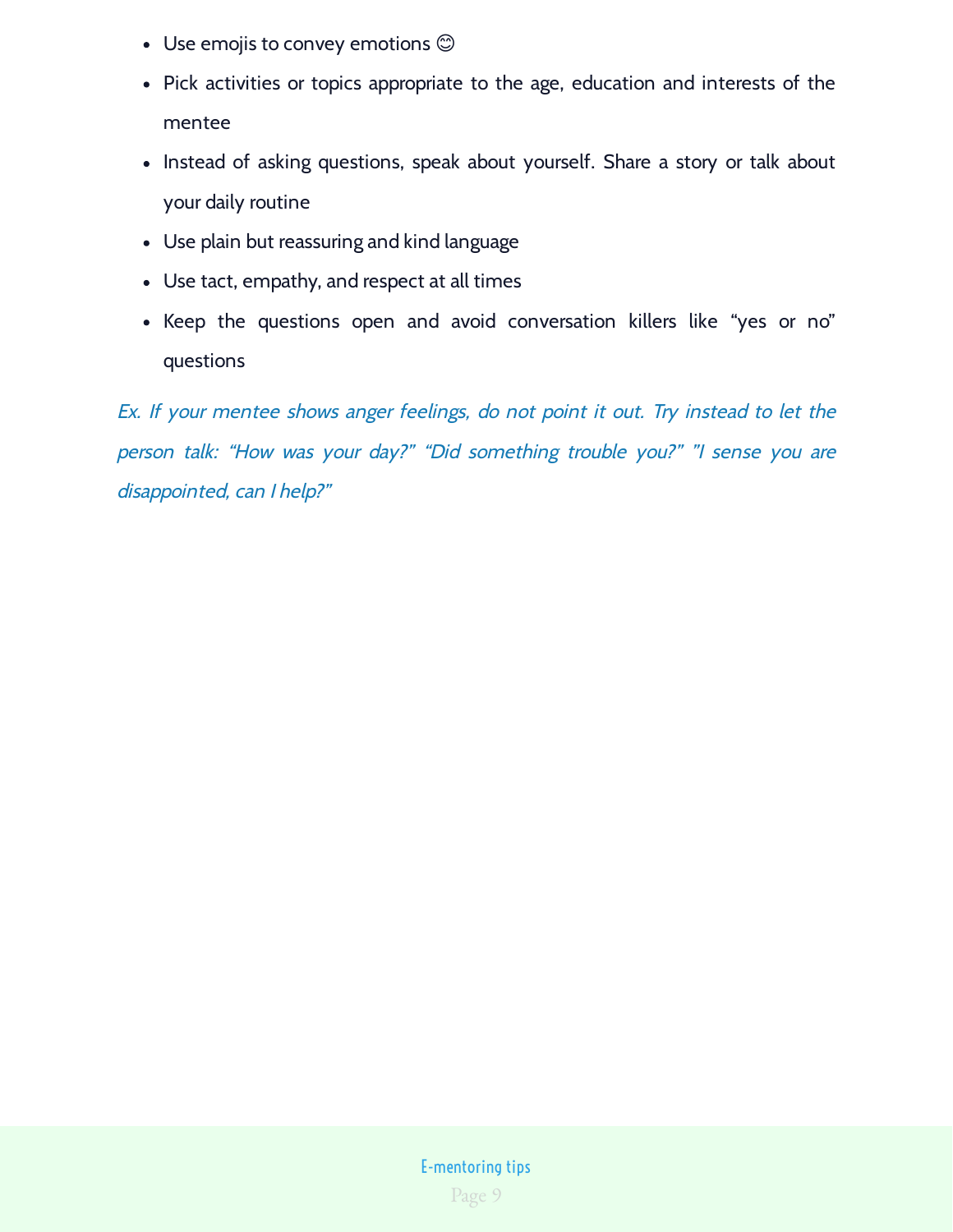- Use emojis to convey emotions 😊
- Pick activities or topics appropriate to the age, education and interests of the mentee
- Instead of asking questions, speak about yourself. Share a story or talk about your daily routine
- Use plain but reassuring and kind language
- Use tact, empathy, and respect at all times
- Keep the questions open and avoid conversation killers like "yes or no" questions

*Ex. If your mentee shows anger feelings, do not point it out. Try instead to let the person talk: "How was your day?" "Did something trouble you?" "I sense you are disappointed, can I help?"*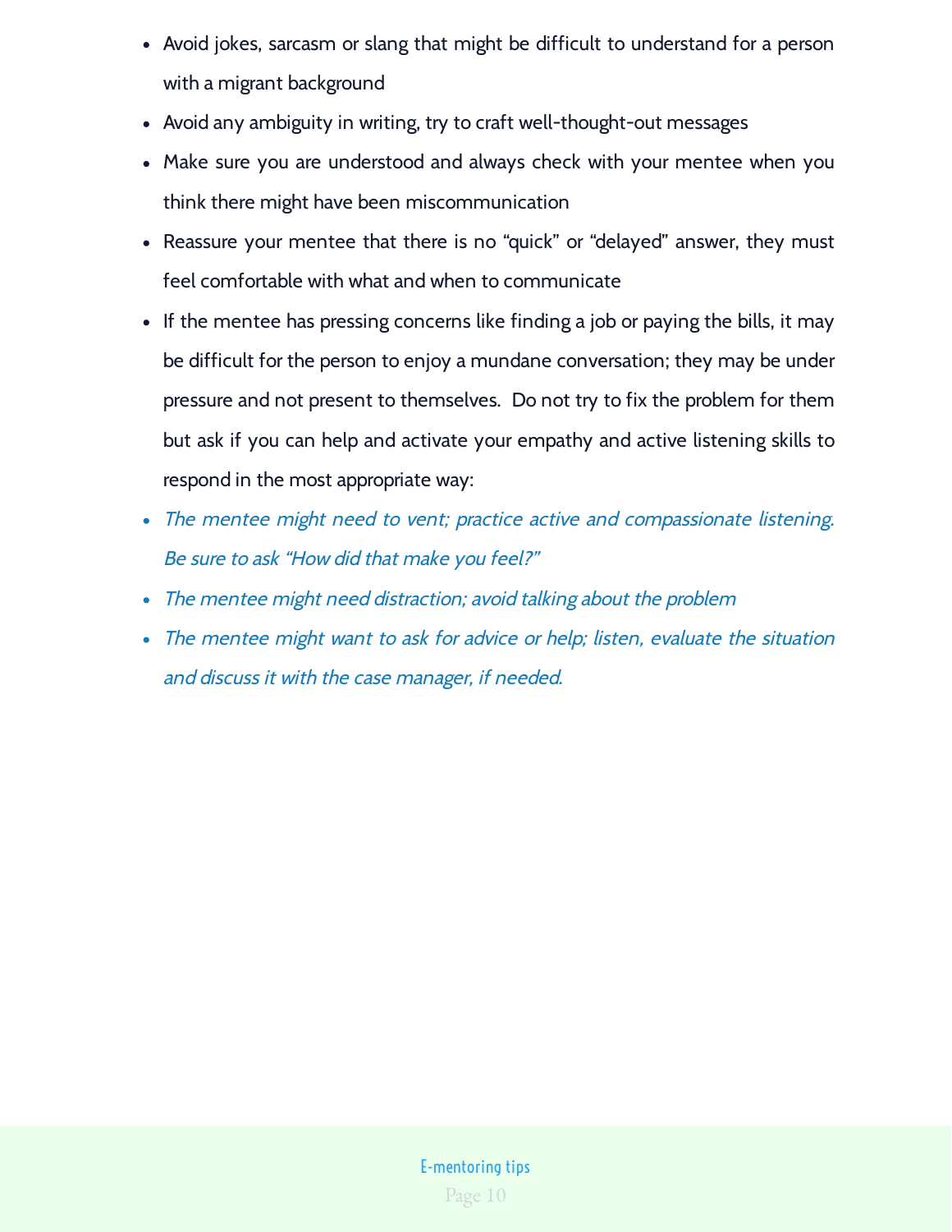- Avoid jokes, sarcasm or slang that might be difficult to understand for a person with a migrant background
- Avoid any ambiguity in writing, try to craft well-thought-out messages
- Make sure you are understood and always check with your mentee when you think there might have been miscommunication
- Reassure your mentee that there is no "quick" or "delayed" answer, they must feel comfortable with what and when to communicate
- If the mentee has pressing concerns like finding a job or paying the bills, it may be difficult for the person to enjoy a mundane conversation; they may be under pressure and not present to themselves. Do not try to fix the problem for them but ask if you can help and activate your empathy and active listening skills to respond in the most appropriate way:
- *The mentee might need to vent; practice active and compassionate listening. Be sure to ask "How did that make you feel?"*
- *The mentee might need distraction; avoid talking about the problem*
- *The mentee might want to ask for advice or help; listen, evaluate the situation and discuss it with the case manager, if needed.*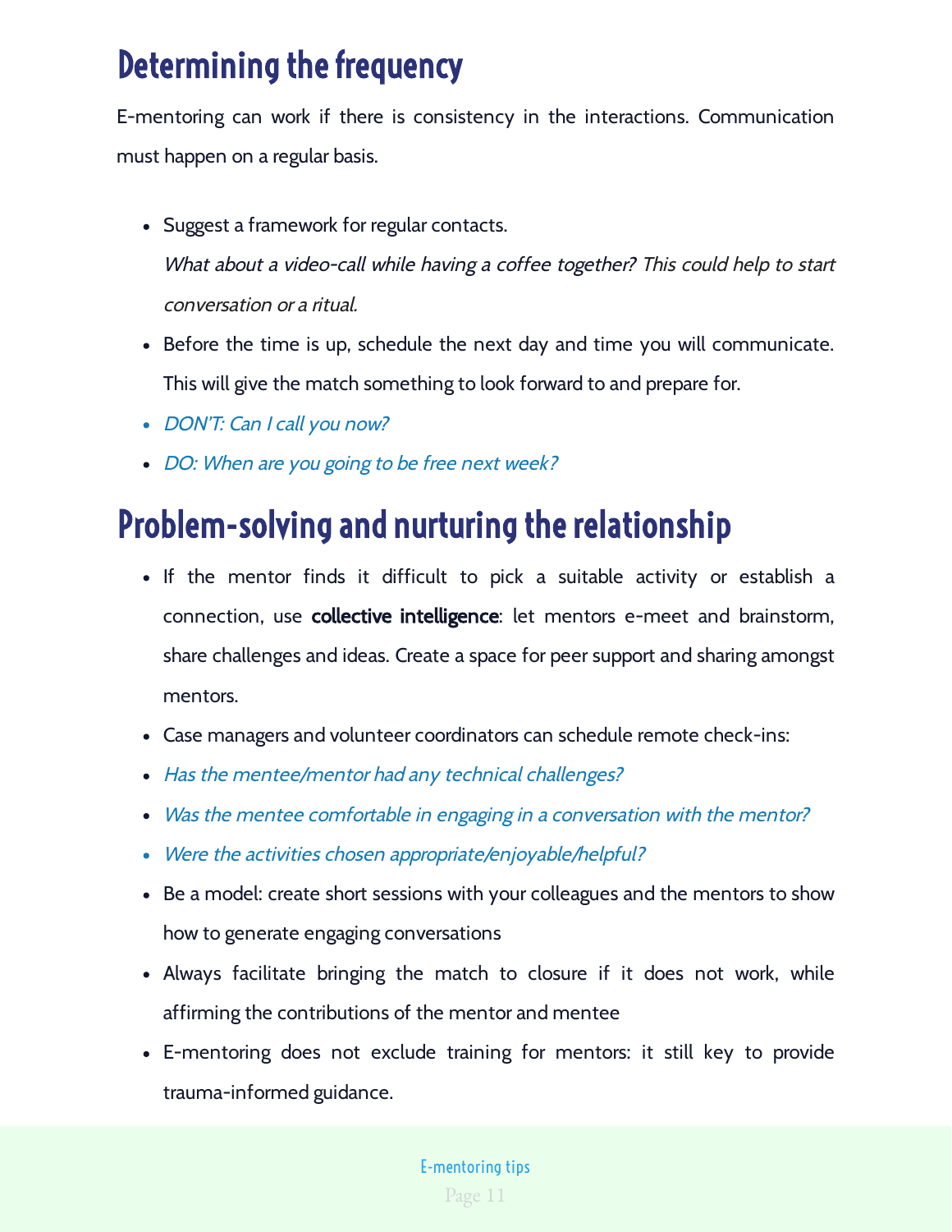# Determining the frequency

E-mentoring can work if there is consistency in the interactions. Communication must happen on a regular basis.

- Suggest a framework for regular contacts.
  *What about a video-call while having a coffee together? This could help to start conversation or a ritual.*
- Before the time is up, schedule the next day and time you will communicate. This will give the match something to look forward to and prepare for.
- *DON'T: Can I call you now?*
- *DO: When are you going to be free next week?*

# Problem-solving and nurturing the relationship

- If the mentor finds it difficult to pick a suitable activity or establish a connection, use **collective intelligence**: let mentors e-meet and brainstorm, share challenges and ideas. Create a space for peer support and sharing amongst mentors.
- Case managers and volunteer coordinators can schedule remote check-ins:
- *Has the mentee/mentor had any technical challenges?*
- *Was the mentee comfortable in engaging in a conversation with the mentor?*
- *Were the activities chosen appropriate/enjoyable/helpful?*
- Be a model: create short sessions with your colleagues and the mentors to show how to generate engaging conversations
- Always facilitate bringing the match to closure if it does not work, while affirming the contributions of the mentor and mentee
- E-mentoring does not exclude training for mentors: it still key to provide trauma-informed guidance.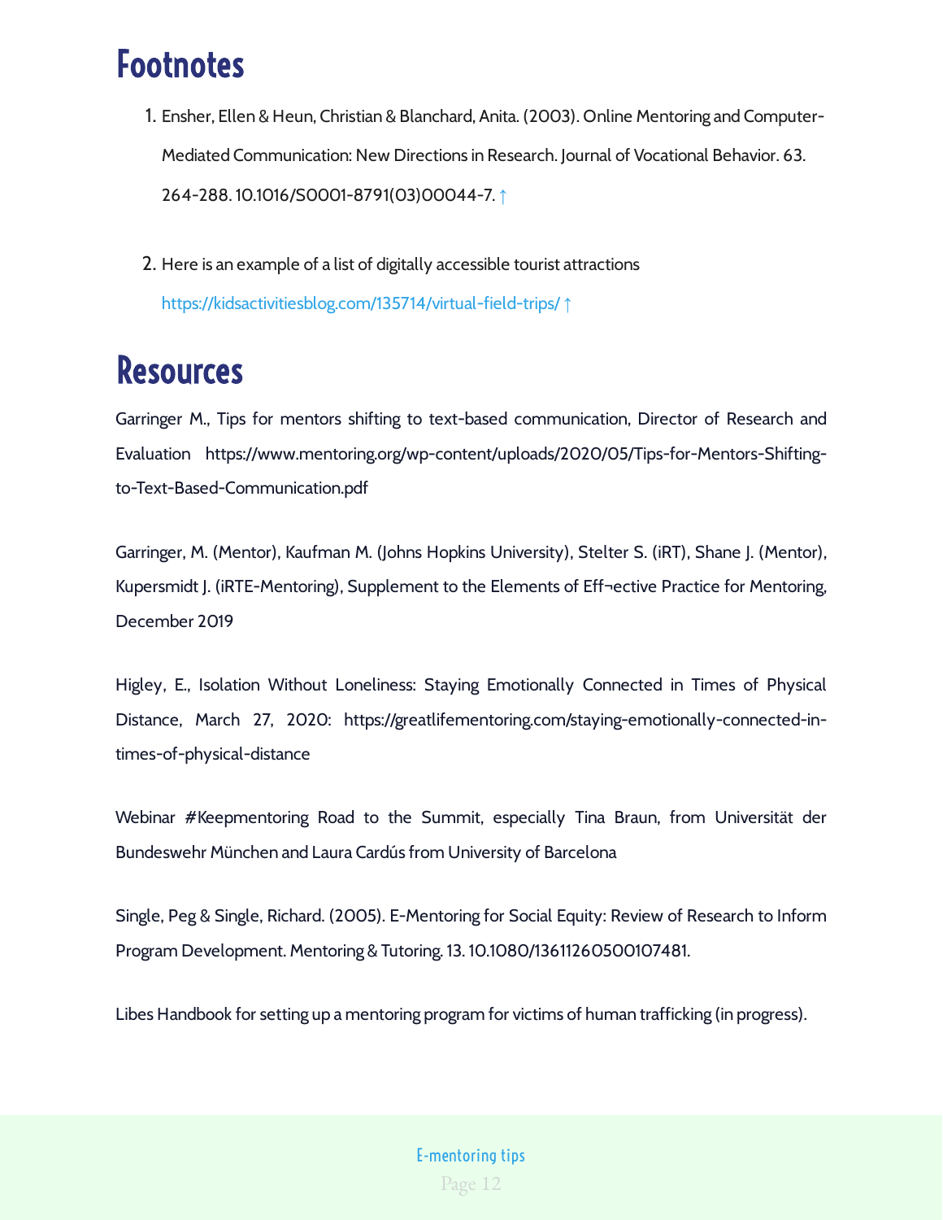# Footnotes

1. Ensher, Ellen & Heun, Christian & Blanchard, Anita. (2003). Online Mentoring and Computer-Mediated Communication: New Directions in Research. Journal of Vocational Behavior. 63. 264-288. 10.1016/S0001-8791(03)00044-7. ↑

2. Here is an example of a list of digitally accessible tourist attractions https://kidsactivitiesblog.com/135714/virtual-field-trips/ ↑

# Resources

Garringer M., Tips for mentors shifting to text-based communication, Director of Research and Evaluation https://www.mentoring.org/wp-content/uploads/2020/05/Tips-for-Mentors-Shifting-to-Text-Based-Communication.pdf

Garringer, M. (Mentor), Kaufman M. (Johns Hopkins University), Stelter S. (iRT), Shane J. (Mentor), Kupersmidt J. (iRTE-Mentoring), Supplement to the Elements of Eff¬ective Practice for Mentoring, December 2019

Higley, E., Isolation Without Loneliness: Staying Emotionally Connected in Times of Physical Distance, March 27, 2020: https://greatlifementoring.com/staying-emotionally-connected-in-times-of-physical-distance

Webinar #Keepmentoring Road to the Summit, especially Tina Braun, from Universität der Bundeswehr München and Laura Cardús from University of Barcelona

Single, Peg & Single, Richard. (2005). E-Mentoring for Social Equity: Review of Research to Inform Program Development. Mentoring & Tutoring. 13. 10.1080/13611260500107481.

Libes Handbook for setting up a mentoring program for victims of human trafficking (in progress).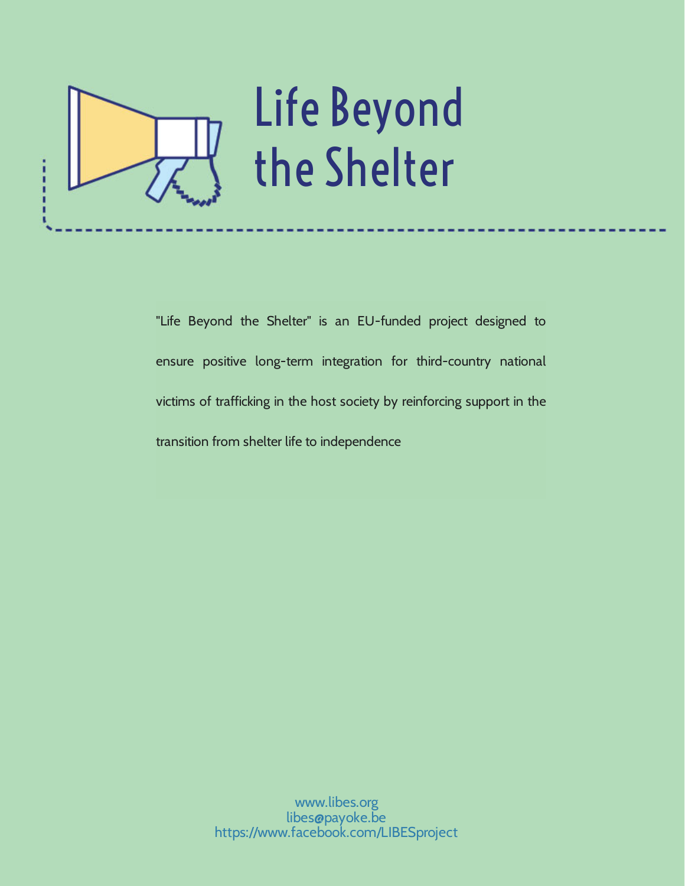# Life Beyond the Shelter

"Life Beyond the Shelter" is an EU-funded project designed to ensure positive long-term integration for third-country national victims of trafficking in the host society by reinforcing support in the transition from shelter life to independence

www.libes.org
libes@payoke.be
https://www.facebook.com/LIBESproject